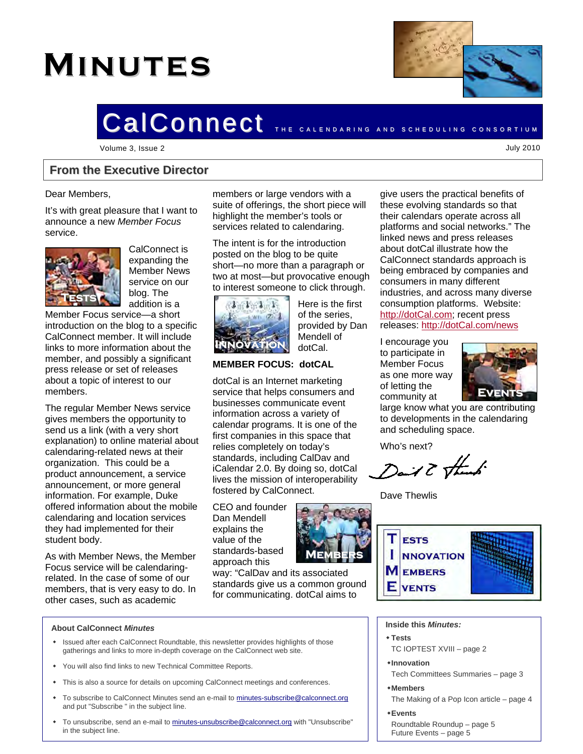# Minutes

## CalConnect THE CALENDARING AND SCHEDULING CONSORTIUM

Volume 3, Issue 2 July 2010

## From the Executive Director

Dear Members,

It's with great pleasure that I want to announce a new *Member Focus* service.

CalConnect is expanding the Member News service on our blog. The addition is a Member Focus service—a short introduction on the blog to a specific CalConnect member. It will include links to more information about the member, and possibly a significant press release or set of releases about a topic of interest to our members.

The regular Member News service gives members the opportunity to send us a link (with a very short explanation) to online material about calendaring-related news at their organization. This could be a product announcement, a service announcement, or more general information. For example, Duke offered information about the mobile calendaring and location services they had implemented for their student body.

As with Member News, the Member Focus service will be calendaring-related. In the case of some of our members, that is very easy to do. In other cases, such as academic members or large vendors with a suite of offerings, the short piece will highlight the member's tools or services related to calendaring.

The intent is for the introduction posted on the blog to be quite short—no more than a paragraph or two at most—but provocative enough to interest someone to click through.

Here is the first of the series, provided by Dan Mendell of dotCal.

**MEMBER FOCUS: dotCAL**

dotCal is an Internet marketing service that helps consumers and businesses communicate event information across a variety of calendar programs. It is one of the first companies in this space that relies completely on today's standards, including CalDav and iCalendar 2.0. By doing so, dotCal lives the mission of interoperability fostered by CalConnect.

CEO and founder Dan Mendell explains the value of the standards-based approach this way: "CalDav and its associated standards give us a common ground for communicating. dotCal aims to give users the practical benefits of these evolving standards so that their calendars operate across all platforms and social networks." The linked news and press releases about dotCal illustrate how the CalConnect standards approach is being embraced by companies and consumers in many different industries, and across many diverse consumption platforms. Website: http://dotCal.com; recent press releases: http://dotCal.com/news

I encourage you to participate in Member Focus as one more way of letting the community at large know what you are contributing to developments in the calendaring and scheduling space.

Who's next?

Dave Thewlis

**T**ESTS
**I**NNOVATION
**M**EMBERS
**E**VENTS

**About CalConnect *Minutes***

- Issued after each CalConnect Roundtable, this newsletter provides highlights of those gatherings and links to more in-depth coverage on the CalConnect web site.
- You will also find links to new Technical Committee Reports.
- This is also a source for details on upcoming CalConnect meetings and conferences.
- To subscribe to CalConnect Minutes send an e-mail to minutes-subscribe@calconnect.org and put "Subscribe " in the subject line.
- To unsubscribe, send an e-mail to minutes-unsubscribe@calconnect.org with "Unsubscribe" in the subject line.

**Inside this *Minutes:***

- **Tests**
  TC IOPTEST XVIII – page 2
- **Innovation**
  Tech Committees Summaries – page 3
- **Members**
  The Making of a Pop Icon article – page 4
- **Events**
  Roundtable Roundup – page 5
  Future Events – page 5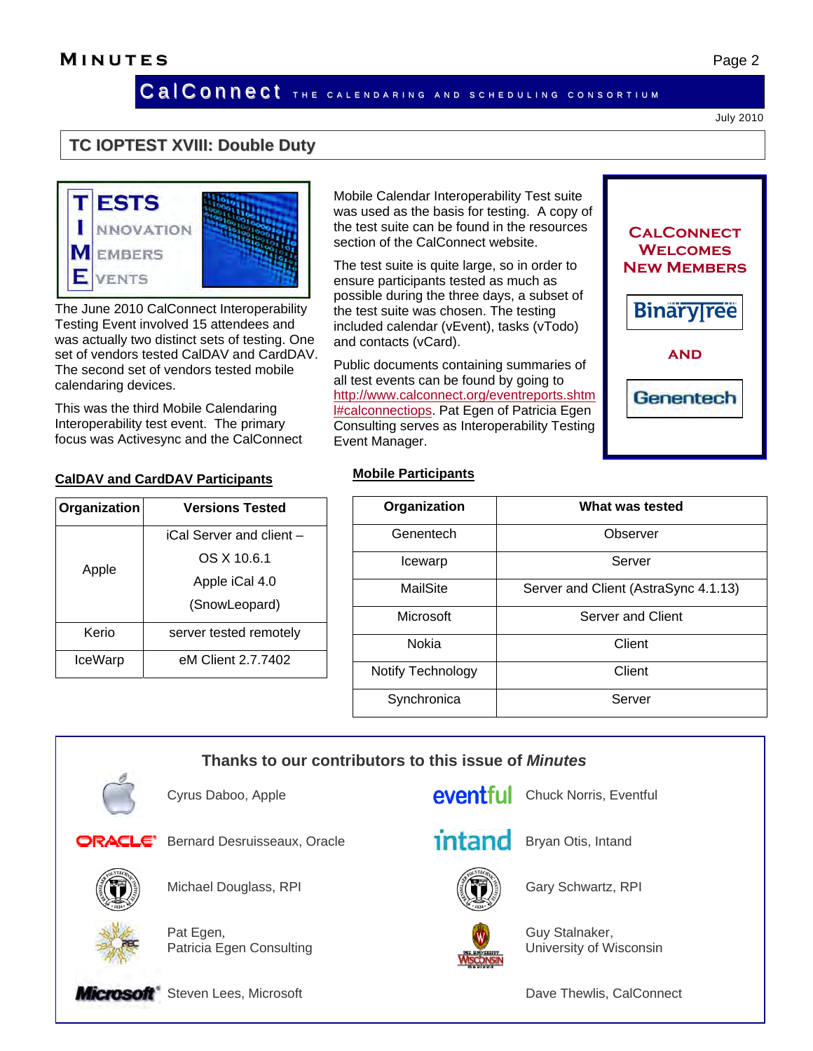## TC IOPTEST XVIII: Double Duty

**T**ESTS **I**NNOVATION **M**EMBERS **E**VENTS

The June 2010 CalConnect Interoperability Testing Event involved 15 attendees and was actually two distinct sets of testing. One set of vendors tested CalDAV and CardDAV. The second set of vendors tested mobile calendaring devices.

This was the third Mobile Calendaring Interoperability test event. The primary focus was Activesync and the CalConnect Mobile Calendar Interoperability Test suite was used as the basis for testing. A copy of the test suite can be found in the resources section of the CalConnect website.

The test suite is quite large, so in order to ensure participants tested as much as possible during the three days, a subset of the test suite was chosen. The testing included calendar (vEvent), tasks (vTodo) and contacts (vCard).

Public documents containing summaries of all test events can be found by going to http://www.calconnect.org/eventreports.shtml#calconnectiops. Pat Egen of Patricia Egen Consulting serves as Interoperability Testing Event Manager.

**CALCONNECT WELCOMES NEW MEMBERS**

BinaryTree

AND

Genentech

**CalDAV and CardDAV Participants**

| Organization | Versions Tested |
|---|---|
| Apple | iCal Server and client – OS X 10.6.1 Apple iCal 4.0 (SnowLeopard) |
| Kerio | server tested remotely |
| IceWarp | eM Client 2.7.7402 |

**Mobile Participants**

| Organization | What was tested |
|---|---|
| Genentech | Observer |
| Icewarp | Server |
| MailSite | Server and Client (AstraSync 4.1.13) |
| Microsoft | Server and Client |
| Nokia | Client |
| Notify Technology | Client |
| Synchronica | Server |

### Thanks to our contributors to this issue of *Minutes*

- Cyrus Daboo, Apple
- Chuck Norris, Eventful
- Bernard Desruisseaux, Oracle
- Bryan Otis, Intand
- Michael Douglass, RPI
- Gary Schwartz, RPI
- Pat Egen, Patricia Egen Consulting
- Guy Stalnaker, University of Wisconsin
- Steven Lees, Microsoft
- Dave Thewlis, CalConnect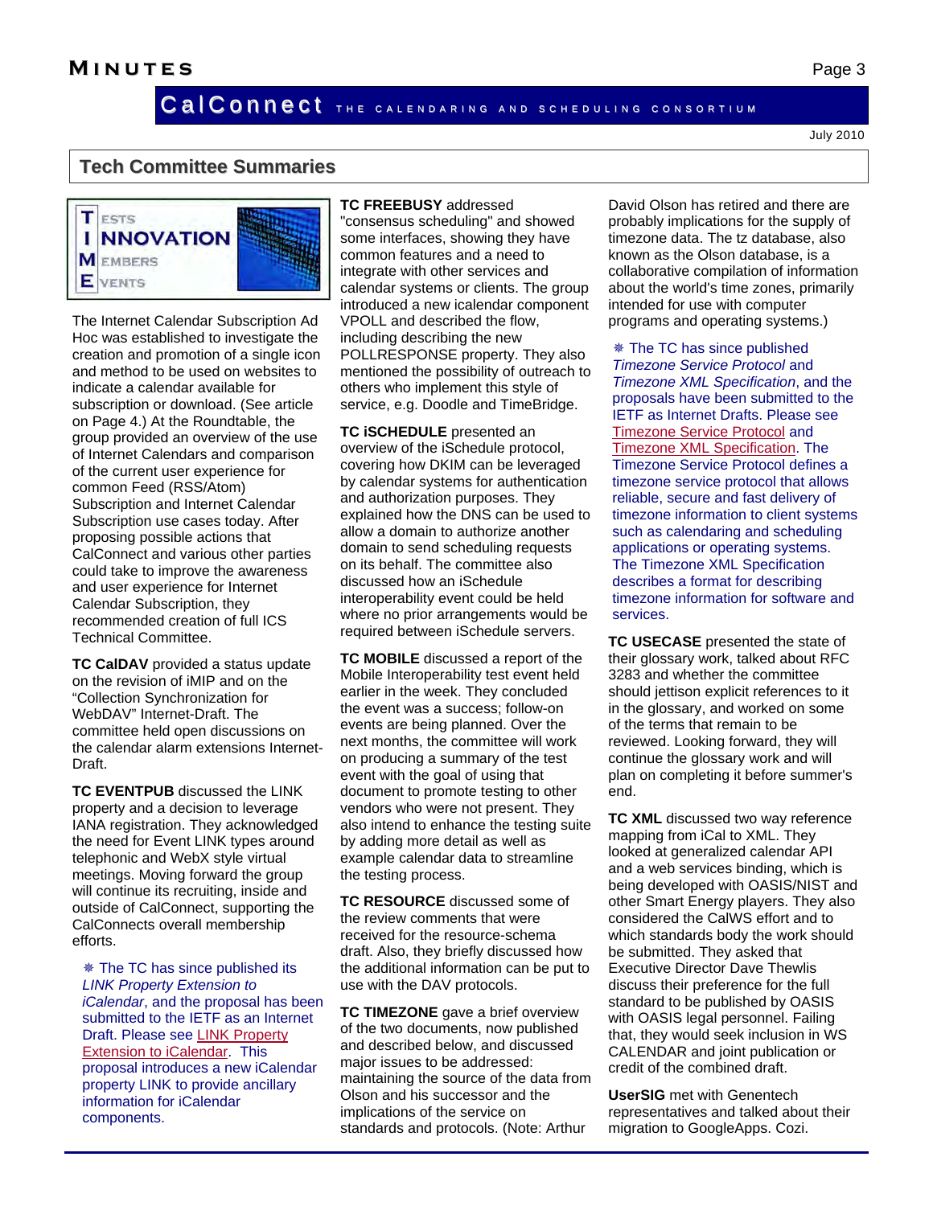## Tech Committee Summaries

The Internet Calendar Subscription Ad Hoc was established to investigate the creation and promotion of a single icon and method to be used on websites to indicate a calendar available for subscription or download. (See article on Page 4.) At the Roundtable, the group provided an overview of the use of Internet Calendars and comparison of the current user experience for common Feed (RSS/Atom) Subscription and Internet Calendar Subscription use cases today. After proposing possible actions that CalConnect and various other parties could take to improve the awareness and user experience for Internet Calendar Subscription, they recommended creation of full ICS Technical Committee.

**TC CalDAV** provided a status update on the revision of iMIP and on the "Collection Synchronization for WebDAV" Internet-Draft. The committee held open discussions on the calendar alarm extensions Internet-Draft.

**TC EVENTPUB** discussed the LINK property and a decision to leverage IANA registration. They acknowledged the need for Event LINK types around telephonic and WebX style virtual meetings. Moving forward the group will continue its recruiting, inside and outside of CalConnect, supporting the CalConnects overall membership efforts.

❋ The TC has since published its *LINK Property Extension to iCalendar*, and the proposal has been submitted to the IETF as an Internet Draft. Please see LINK Property Extension to iCalendar. This proposal introduces a new iCalendar property LINK to provide ancillary information for iCalendar components.

**TC FREEBUSY** addressed "consensus scheduling" and showed some interfaces, showing they have common features and a need to integrate with other services and calendar systems or clients. The group introduced a new icalendar component VPOLL and described the flow, including describing the new POLLRESPONSE property. They also mentioned the possibility of outreach to others who implement this style of service, e.g. Doodle and TimeBridge.

**TC iSCHEDULE** presented an overview of the iSchedule protocol, covering how DKIM can be leveraged by calendar systems for authentication and authorization purposes. They explained how the DNS can be used to allow a domain to authorize another domain to send scheduling requests on its behalf. The committee also discussed how an iSchedule interoperability event could be held where no prior arrangements would be required between iSchedule servers.

**TC MOBILE** discussed a report of the Mobile Interoperability test event held earlier in the week. They concluded the event was a success; follow-on events are being planned. Over the next months, the committee will work on producing a summary of the test event with the goal of using that document to promote testing to other vendors who were not present. They also intend to enhance the testing suite by adding more detail as well as example calendar data to streamline the testing process.

**TC RESOURCE** discussed some of the review comments that were received for the resource-schema draft. Also, they briefly discussed how the additional information can be put to use with the DAV protocols.

**TC TIMEZONE** gave a brief overview of the two documents, now published and described below, and discussed major issues to be addressed: maintaining the source of the data from Olson and his successor and the implications of the service on standards and protocols. (Note: Arthur David Olson has retired and there are probably implications for the supply of timezone data. The tz database, also known as the Olson database, is a collaborative compilation of information about the world's time zones, primarily intended for use with computer programs and operating systems.)

❋ The TC has since published *Timezone Service Protocol* and *Timezone XML Specification*, and the proposals have been submitted to the IETF as Internet Drafts. Please see Timezone Service Protocol and Timezone XML Specification. The Timezone Service Protocol defines a timezone service protocol that allows reliable, secure and fast delivery of timezone information to client systems such as calendaring and scheduling applications or operating systems. The Timezone XML Specification describes a format for describing timezone information for software and services.

**TC USECASE** presented the state of their glossary work, talked about RFC 3283 and whether the committee should jettison explicit references to it in the glossary, and worked on some of the terms that remain to be reviewed. Looking forward, they will continue the glossary work and will plan on completing it before summer's end.

**TC XML** discussed two way reference mapping from iCal to XML. They looked at generalized calendar API and a web services binding, which is being developed with OASIS/NIST and other Smart Energy players. They also considered the CalWS effort and to which standards body the work should be submitted. They asked that Executive Director Dave Thewlis discuss their preference for the full standard to be published by OASIS with OASIS legal personnel. Failing that, they would seek inclusion in WS CALENDAR and joint publication or credit of the combined draft.

**UserSIG** met with Genentech representatives and talked about their migration to GoogleApps. Cozi.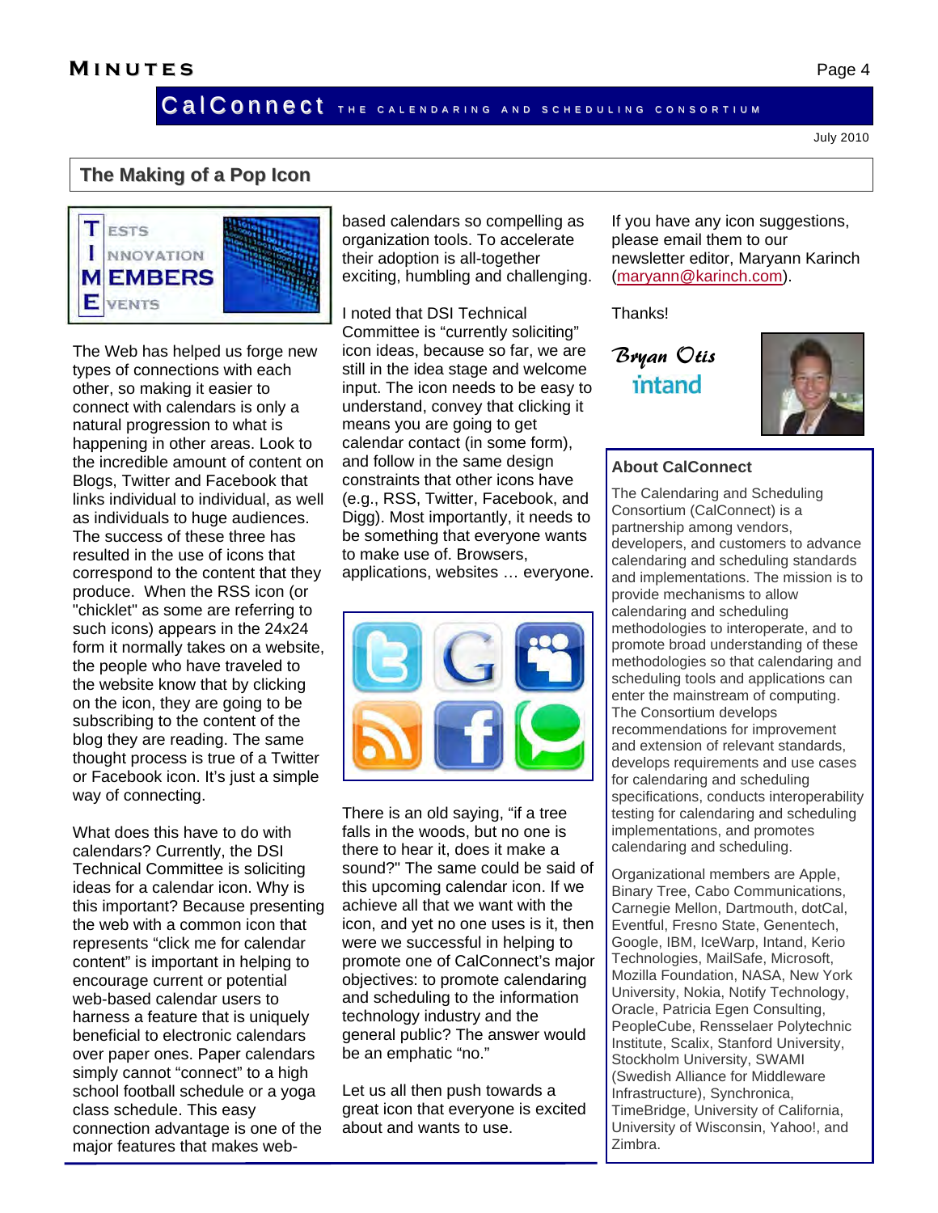## The Making of a Pop Icon

TIME — Tests Innovation Members Events

The Web has helped us forge new types of connections with each other, so making it easier to connect with calendars is only a natural progression to what is happening in other areas. Look to the incredible amount of content on Blogs, Twitter and Facebook that links individual to individual, as well as individuals to huge audiences. The success of these three has resulted in the use of icons that correspond to the content that they produce. When the RSS icon (or "chicklet" as some are referring to such icons) appears in the 24x24 form it normally takes on a website, the people who have traveled to the website know that by clicking on the icon, they are going to be subscribing to the content of the blog they are reading. The same thought process is true of a Twitter or Facebook icon. It's just a simple way of connecting.

What does this have to do with calendars? Currently, the DSI Technical Committee is soliciting ideas for a calendar icon. Why is this important? Because presenting the web with a common icon that represents "click me for calendar content" is important in helping to encourage current or potential web-based calendar users to harness a feature that is uniquely beneficial to electronic calendars over paper ones. Paper calendars simply cannot "connect" to a high school football schedule or a yoga class schedule. This easy connection advantage is one of the major features that makes web-based calendars so compelling as organization tools. To accelerate their adoption is all-together exciting, humbling and challenging.

I noted that DSI Technical Committee is "currently soliciting" icon ideas, because so far, we are still in the idea stage and welcome input. The icon needs to be easy to understand, convey that clicking it means you are going to get calendar contact (in some form), and follow in the same design constraints that other icons have (e.g., RSS, Twitter, Facebook, and Digg). Most importantly, it needs to be something that everyone wants to make use of. Browsers, applications, websites … everyone.

There is an old saying, "if a tree falls in the woods, but no one is there to hear it, does it make a sound?" The same could be said of this upcoming calendar icon. If we achieve all that we want with the icon, and yet no one uses is it, then were we successful in helping to promote one of CalConnect's major objectives: to promote calendaring and scheduling to the information technology industry and the general public? The answer would be an emphatic "no."

Let us all then push towards a great icon that everyone is excited about and wants to use.

If you have any icon suggestions, please email them to our newsletter editor, Maryann Karinch (maryann@karinch.com).

Thanks!

*Bryan Otis*
intand

### About CalConnect

The Calendaring and Scheduling Consortium (CalConnect) is a partnership among vendors, developers, and customers to advance calendaring and scheduling standards and implementations. The mission is to provide mechanisms to allow calendaring and scheduling methodologies to interoperate, and to promote broad understanding of these methodologies so that calendaring and scheduling tools and applications can enter the mainstream of computing. The Consortium develops recommendations for improvement and extension of relevant standards, develops requirements and use cases for calendaring and scheduling specifications, conducts interoperability testing for calendaring and scheduling implementations, and promotes calendaring and scheduling.

Organizational members are Apple, Binary Tree, Cabo Communications, Carnegie Mellon, Dartmouth, dotCal, Eventful, Fresno State, Genentech, Google, IBM, IceWarp, Intand, Kerio Technologies, MailSafe, Microsoft, Mozilla Foundation, NASA, New York University, Nokia, Notify Technology, Oracle, Patricia Egen Consulting, PeopleCube, Rensselaer Polytechnic Institute, Scalix, Stanford University, Stockholm University, SWAMI (Swedish Alliance for Middleware Infrastructure), Synchronica, TimeBridge, University of California, University of Wisconsin, Yahoo!, and Zimbra.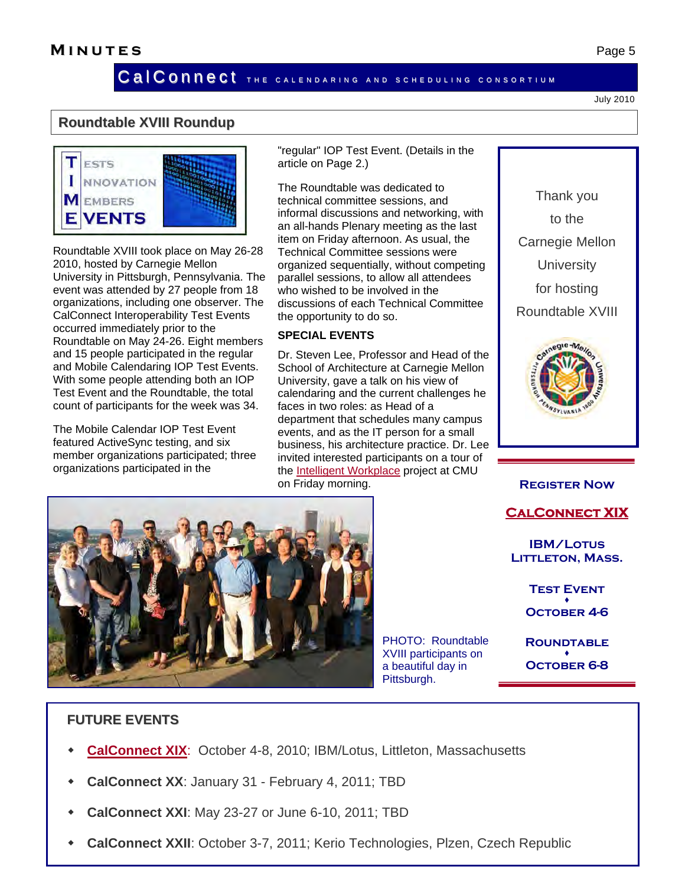## Roundtable XVIII Roundup

TESTS INNOVATION MEMBERS EVENTS

Roundtable XVIII took place on May 26-28 2010, hosted by Carnegie Mellon University in Pittsburgh, Pennsylvania. The event was attended by 27 people from 18 organizations, including one observer. The CalConnect Interoperability Test Events occurred immediately prior to the Roundtable on May 24-26. Eight members and 15 people participated in the regular and Mobile Calendaring IOP Test Events. With some people attending both an IOP Test Event and the Roundtable, the total count of participants for the week was 34.

The Mobile Calendar IOP Test Event featured ActiveSync testing, and six member organizations participated; three organizations participated in the "regular" IOP Test Event. (Details in the article on Page 2.)

The Roundtable was dedicated to technical committee sessions, and informal discussions and networking, with an all-hands Plenary meeting as the last item on Friday afternoon. As usual, the Technical Committee sessions were organized sequentially, without competing parallel sessions, to allow all attendees who wished to be involved in the discussions of each Technical Committee the opportunity to do so.

**SPECIAL EVENTS**

Dr. Steven Lee, Professor and Head of the School of Architecture at Carnegie Mellon University, gave a talk on his view of calendaring and the current challenges he faces in two roles: as Head of a department that schedules many campus events, and as the IT person for a small business, his architecture practice. Dr. Lee invited interested participants on a tour of the Intelligent Workplace project at CMU on Friday morning.

PHOTO: Roundtable XVIII participants on a beautiful day in Pittsburgh.

Thank you to the Carnegie Mellon University for hosting Roundtable XVIII

**REGISTER NOW**

**CALCONNECT XIX**

**IBM/LOTUS LITTLETON, MASS.**

**TEST EVENT**
♦
**OCTOBER 4-6**

**ROUNDTABLE**
♦
**OCTOBER 6-8**

### FUTURE EVENTS

- **CalConnect XIX**: October 4-8, 2010; IBM/Lotus, Littleton, Massachusetts
- **CalConnect XX**: January 31 - February 4, 2011; TBD
- **CalConnect XXI**: May 23-27 or June 6-10, 2011; TBD
- **CalConnect XXII**: October 3-7, 2011; Kerio Technologies, Plzen, Czech Republic